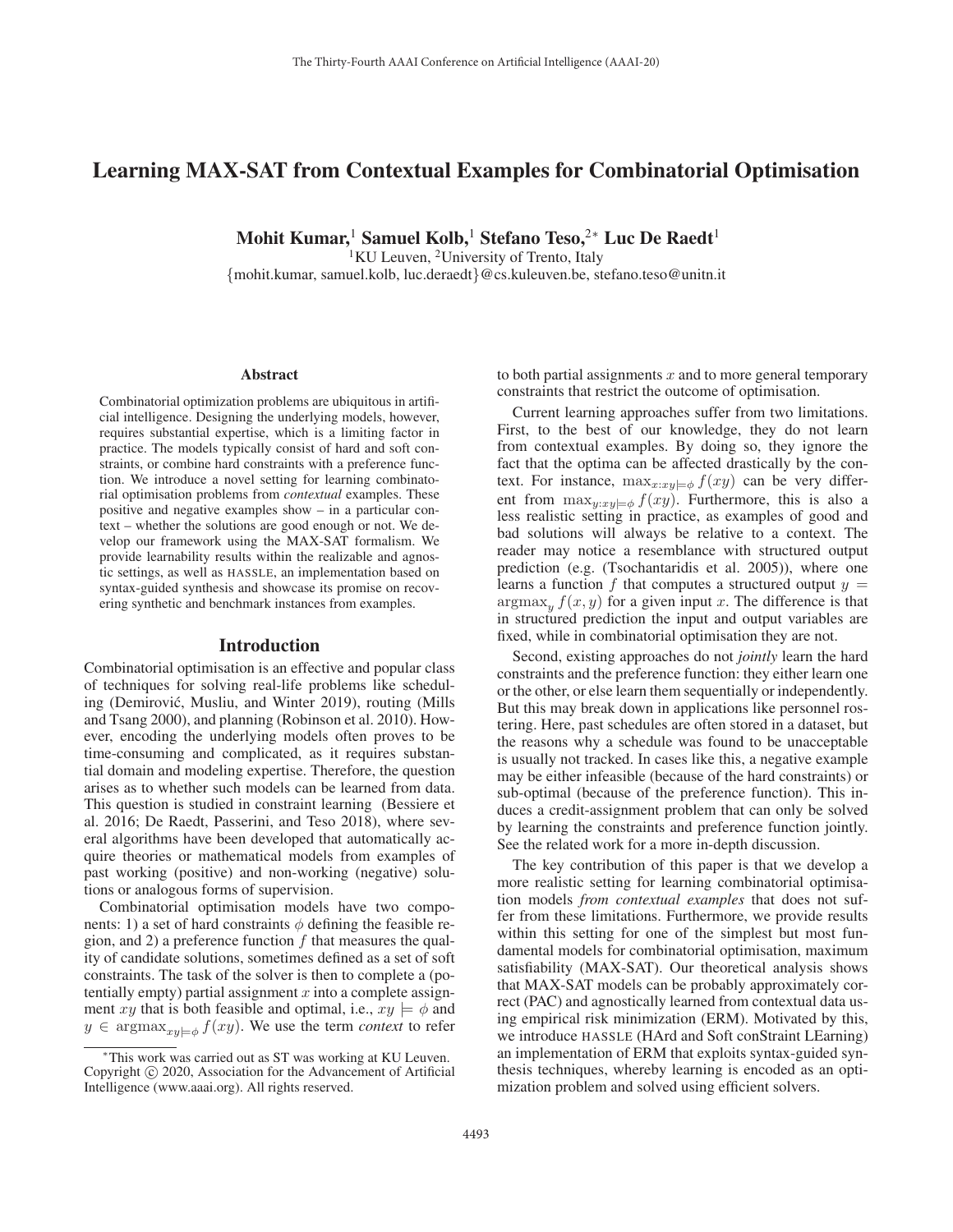# Learning MAX-SAT from Contextual Examples for Combinatorial Optimisation

**Mohit Kumar,[1] Samuel Kolb,[1] Stefano Teso,[2*] Luc De Raedt[1]**

[1]KU Leuven, [2]University of Trento, Italy
{mohit.kumar, samuel.kolb, luc.deraedt}@cs.kuleuven.be, stefano.teso@unitn.it

## Abstract

Combinatorial optimization problems are ubiquitous in artificial intelligence. Designing the underlying models, however, requires substantial expertise, which is a limiting factor in practice. The models typically consist of hard and soft constraints, or combine hard constraints with a preference function. We introduce a novel setting for learning combinatorial optimisation problems from *contextual* examples. These positive and negative examples show – in a particular context – whether the solutions are good enough or not. We develop our framework using the MAX-SAT formalism. We provide learnability results within the realizable and agnostic settings, as well as HASSLE, an implementation based on syntax-guided synthesis and showcase its promise on recovering synthetic and benchmark instances from examples.

## Introduction

Combinatorial optimisation is an effective and popular class of techniques for solving real-life problems like scheduling (Demirović, Musliu, and Winter 2019), routing (Mills and Tsang 2000), and planning (Robinson et al. 2010). However, encoding the underlying models often proves to be time-consuming and complicated, as it requires substantial domain and modeling expertise. Therefore, the question arises as to whether such models can be learned from data. This question is studied in constraint learning (Bessiere et al. 2016; De Raedt, Passerini, and Teso 2018), where several algorithms have been developed that automatically acquire theories or mathematical models from examples of past working (positive) and non-working (negative) solutions or analogous forms of supervision.

Combinatorial optimisation models have two components: 1) a set of hard constraints $\phi$ defining the feasible region, and 2) a preference function $f$ that measures the quality of candidate solutions, sometimes defined as a set of soft constraints. The task of the solver is then to complete a (potentially empty) partial assignment $x$ into a complete assignment $xy$ that is both feasible and optimal, i.e., $xy \models \phi$ and $y \in \text{argmax}_{xy \models \phi} f(xy)$. We use the term *context* to refer to both partial assignments $x$ and to more general temporary constraints that restrict the outcome of optimisation.

Current learning approaches suffer from two limitations. First, to the best of our knowledge, they do not learn from contextual examples. By doing so, they ignore the fact that the optima can be affected drastically by the context. For instance, $\max_{x:xy \models \phi} f(xy)$ can be very different from $\max_{y:xy \models \phi} f(xy)$. Furthermore, this is also a less realistic setting in practice, as examples of good and bad solutions will always be relative to a context. The reader may notice a resemblance with structured output prediction (e.g. (Tsochantaridis et al. 2005)), where one learns a function $f$ that computes a structured output $y = \text{argmax}_y f(x, y)$ for a given input $x$. The difference is that in structured prediction the input and output variables are fixed, while in combinatorial optimisation they are not.

Second, existing approaches do not *jointly* learn the hard constraints and the preference function: they either learn one or the other, or else learn them sequentially or independently. But this may break down in applications like personnel rostering. Here, past schedules are often stored in a dataset, but the reasons why a schedule was found to be unacceptable is usually not tracked. In cases like this, a negative example may be either infeasible (because of the hard constraints) or sub-optimal (because of the preference function). This induces a credit-assignment problem that can only be solved by learning the constraints and preference function jointly. See the related work for a more in-depth discussion.

The key contribution of this paper is that we develop a more realistic setting for learning combinatorial optimisation models *from contextual examples* that does not suffer from these limitations. Furthermore, we provide results within this setting for one of the simplest but most fundamental models for combinatorial optimisation, maximum satisfiability (MAX-SAT). Our theoretical analysis shows that MAX-SAT models can be probably approximately correct (PAC) and agnostically learned from contextual data using empirical risk minimization (ERM). Motivated by this, we introduce HASSLE (HArd and Soft conStraint LEarning) an implementation of ERM that exploits syntax-guided synthesis techniques, whereby learning is encoded as an optimization problem and solved using efficient solvers.

---

*This work was carried out as ST was working at KU Leuven.
Copyright © 2020, Association for the Advancement of Artificial Intelligence (www.aaai.org). All rights reserved.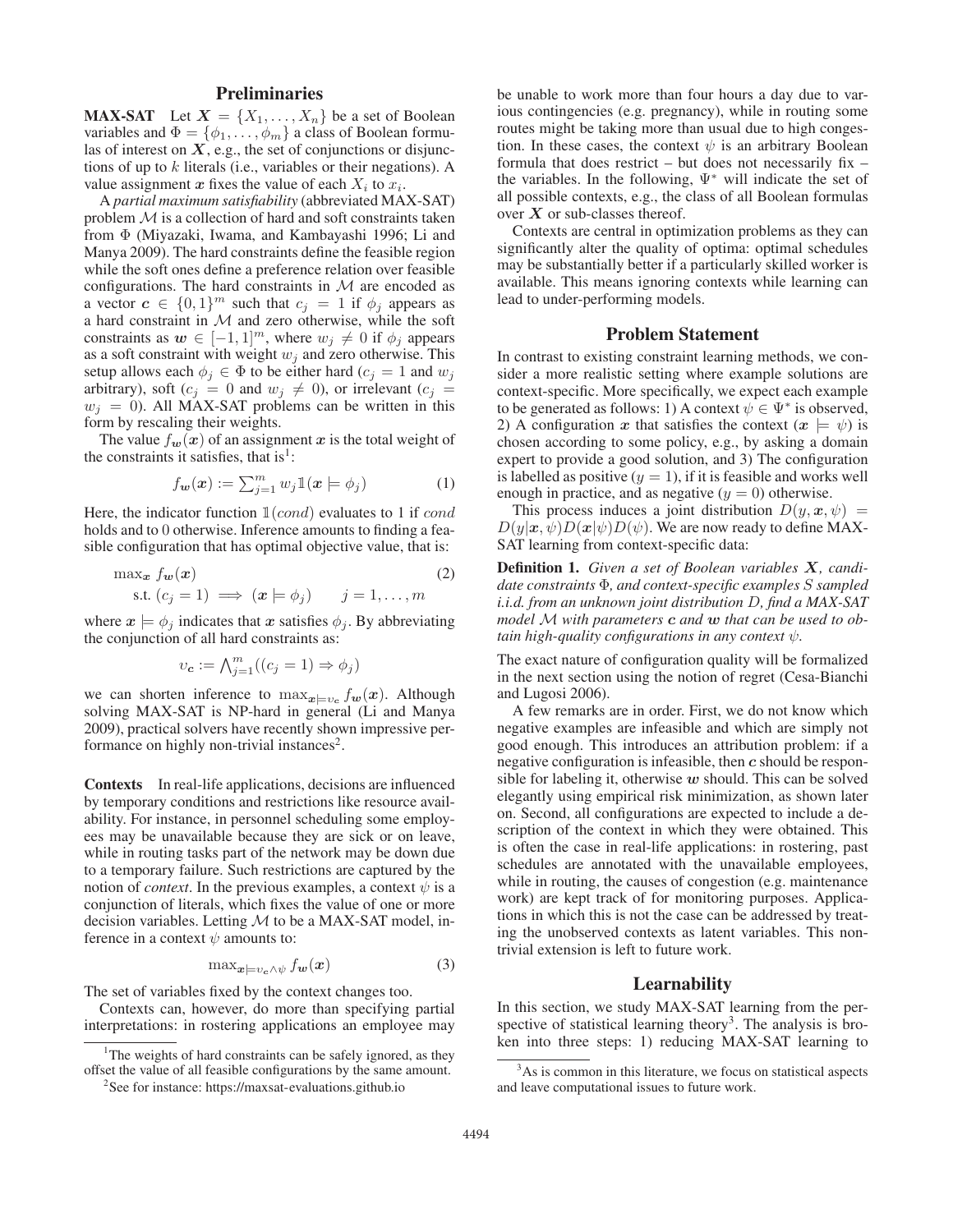## Preliminaries

**MAX-SAT** Let $\boldsymbol{X} = \{X_1, \ldots, X_n\}$ be a set of Boolean variables and $\Phi = \{\phi_1, \ldots, \phi_m\}$ a class of Boolean formulas of interest on $\boldsymbol{X}$, e.g., the set of conjunctions or disjunctions of up to $k$ literals (i.e., variables or their negations). A value assignment $\boldsymbol{x}$ fixes the value of each $X_i$ to $x_i$.

A *partial maximum satisfiability* (abbreviated MAX-SAT) problem $\mathcal{M}$ is a collection of hard and soft constraints taken from $\Phi$ (Miyazaki, Iwama, and Kambayashi 1996; Li and Manya 2009). The hard constraints define the feasible region while the soft ones define a preference relation over feasible configurations. The hard constraints in $\mathcal{M}$ are encoded as a vector $\boldsymbol{c} \in \{0,1\}^m$ such that $c_j = 1$ if $\phi_j$ appears as a hard constraint in $\mathcal{M}$ and zero otherwise, while the soft constraints as $\boldsymbol{w} \in [-1,1]^m$, where $w_j \neq 0$ if $\phi_j$ appears as a soft constraint with weight $w_j$ and zero otherwise. This setup allows each $\phi_j \in \Phi$ to be either hard ($c_j = 1$ and $w_j$ arbitrary), soft ($c_j = 0$ and $w_j \neq 0$), or irrelevant ($c_j = w_j = 0$). All MAX-SAT problems can be written in this form by rescaling their weights.

The value $f_{\boldsymbol{w}}(\boldsymbol{x})$ of an assignment $\boldsymbol{x}$ is the total weight of the constraints it satisfies, that is[1]:

$$f_{\boldsymbol{w}}(\boldsymbol{x}) := \textstyle\sum_{j=1}^m w_j \mathbb{1}(\boldsymbol{x} \models \phi_j) \tag{1}$$

Here, the indicator function $\mathbb{1}(cond)$ evaluates to 1 if $cond$ holds and to 0 otherwise. Inference amounts to finding a feasible configuration that has optimal objective value, that is:

$$\begin{aligned} &\max\nolimits_{\boldsymbol{x}} \; f_{\boldsymbol{w}}(\boldsymbol{x}) \\ &\text{s.t. } (c_j = 1) \implies (\boldsymbol{x} \models \phi_j) \qquad j = 1, \ldots, m \end{aligned} \tag{2}$$

where $\boldsymbol{x} \models \phi_j$ indicates that $\boldsymbol{x}$ satisfies $\phi_j$. By abbreviating the conjunction of all hard constraints as:

$$\upsilon_{\boldsymbol{c}} := \textstyle\bigwedge_{j=1}^m ((c_j = 1) \Rightarrow \phi_j)$$

we can shorten inference to $\max_{\boldsymbol{x} \models \upsilon_{\boldsymbol{c}}} f_{\boldsymbol{w}}(\boldsymbol{x})$. Although solving MAX-SAT is NP-hard in general (Li and Manya 2009), practical solvers have recently shown impressive performance on highly non-trivial instances[2].

**Contexts** In real-life applications, decisions are influenced by temporary conditions and restrictions like resource availability. For instance, in personnel scheduling some employees may be unavailable because they are sick or on leave, while in routing tasks part of the network may be down due to a temporary failure. Such restrictions are captured by the notion of *context*. In the previous examples, a context $\psi$ is a conjunction of literals, which fixes the value of one or more decision variables. Letting $\mathcal{M}$ to be a MAX-SAT model, inference in a context $\psi$ amounts to:

$$\max\nolimits_{\boldsymbol{x} \models \upsilon_{\boldsymbol{c}} \wedge \psi} f_{\boldsymbol{w}}(\boldsymbol{x}) \tag{3}$$

The set of variables fixed by the context changes too.

Contexts can, however, do more than specifying partial interpretations: in rostering applications an employee may be unable to work more than four hours a day due to various contingencies (e.g. pregnancy), while in routing some routes might be taking more than usual due to high congestion. In these cases, the context $\psi$ is an arbitrary Boolean formula that does restrict – but does not necessarily fix – the variables. In the following, $\Psi^*$ will indicate the set of all possible contexts, e.g., the class of all Boolean formulas over $\boldsymbol{X}$ or sub-classes thereof.

Contexts are central in optimization problems as they can significantly alter the quality of optima: optimal schedules may be substantially better if a particularly skilled worker is available. This means ignoring contexts while learning can lead to under-performing models.

## Problem Statement

In contrast to existing constraint learning methods, we consider a more realistic setting where example solutions are context-specific. More specifically, we expect each example to be generated as follows: 1) A context $\psi \in \Psi^*$ is observed, 2) A configuration $\boldsymbol{x}$ that satisfies the context ($\boldsymbol{x} \models \psi$) is chosen according to some policy, e.g., by asking a domain expert to provide a good solution, and 3) The configuration is labelled as positive ($y = 1$), if it is feasible and works well enough in practice, and as negative ($y = 0$) otherwise.

This process induces a joint distribution $D(y, \boldsymbol{x}, \psi) = D(y|\boldsymbol{x}, \psi)D(\boldsymbol{x}|\psi)D(\psi)$. We are now ready to define MAX-SAT learning from context-specific data:

**Definition 1.** *Given a set of Boolean variables $\boldsymbol{X}$, candidate constraints $\Phi$, and context-specific examples $S$ sampled i.i.d. from an unknown joint distribution $D$, find a MAX-SAT model $\mathcal{M}$ with parameters $\boldsymbol{c}$ and $\boldsymbol{w}$ that can be used to obtain high-quality configurations in any context $\psi$.*

The exact nature of configuration quality will be formalized in the next section using the notion of regret (Cesa-Bianchi and Lugosi 2006).

A few remarks are in order. First, we do not know which negative examples are infeasible and which are simply not good enough. This introduces an attribution problem: if a negative configuration is infeasible, then $\boldsymbol{c}$ should be responsible for labeling it, otherwise $\boldsymbol{w}$ should. This can be solved elegantly using empirical risk minimization, as shown later on. Second, all configurations are expected to include a description of the context in which they were obtained. This is often the case in real-life applications: in rostering, past schedules are annotated with the unavailable employees, while in routing, the causes of congestion (e.g. maintenance work) are kept track of for monitoring purposes. Applications in which this is not the case can be addressed by treating the unobserved contexts as latent variables. This non-trivial extension is left to future work.

## Learnability

In this section, we study MAX-SAT learning from the perspective of statistical learning theory[3]. The analysis is broken into three steps: 1) reducing MAX-SAT learning to

---

[1] The weights of hard constraints can be safely ignored, as they offset the value of all feasible configurations by the same amount.

[2] See for instance: https://maxsat-evaluations.github.io

[3] As is common in this literature, we focus on statistical aspects and leave computational issues to future work.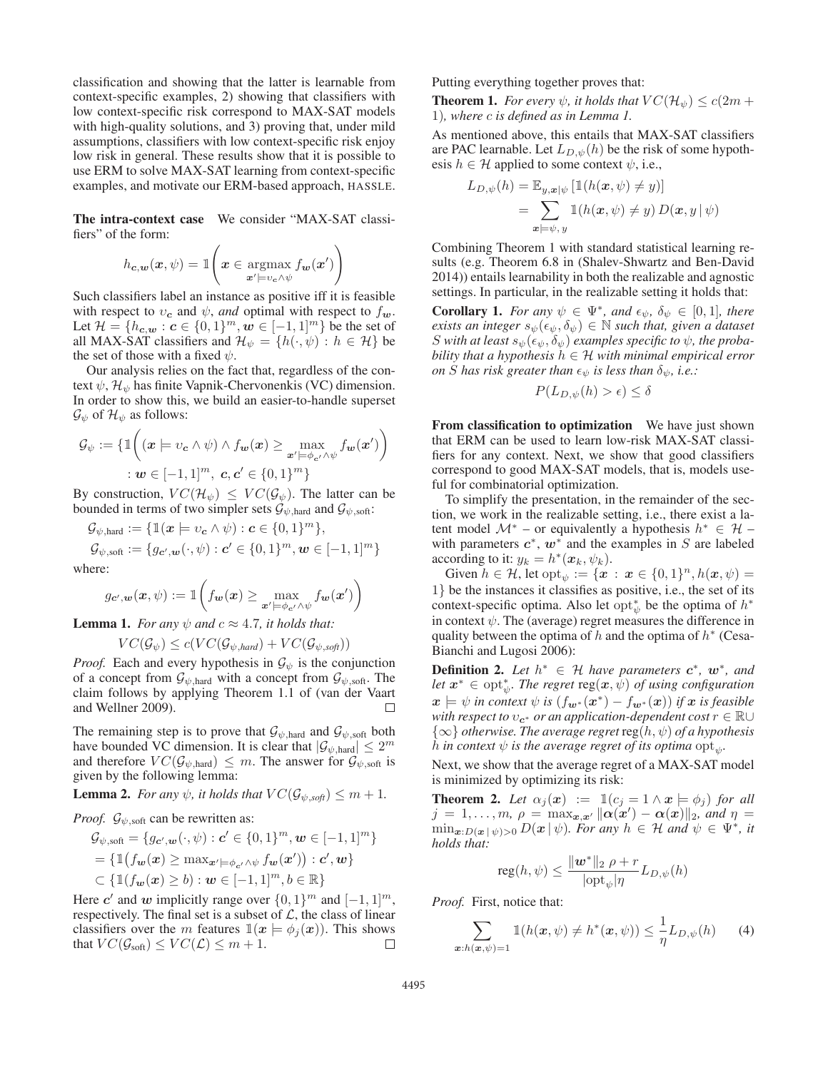classification and showing that the latter is learnable from context-specific examples, 2) showing that classifiers with low context-specific risk correspond to MAX-SAT models with high-quality solutions, and 3) proving that, under mild assumptions, classifiers with low context-specific risk enjoy low risk in general. These results show that it is possible to use ERM to solve MAX-SAT learning from context-specific examples, and motivate our ERM-based approach, HASSLE.

**The intra-context case** We consider "MAX-SAT classifiers" of the form:

$$h_{\boldsymbol{c},\boldsymbol{w}}(\boldsymbol{x}, \psi) = \mathbb{1}\left(\boldsymbol{x} \in \operatorname*{argmax}_{\boldsymbol{x}' \models \upsilon_{\boldsymbol{c}} \wedge \psi} f_{\boldsymbol{w}}(\boldsymbol{x}')\right)$$

Such classifiers label an instance as positive iff it is feasible with respect to $\upsilon_{\boldsymbol{c}}$ and $\psi$, *and* optimal with respect to $f_{\boldsymbol{w}}$. Let $\mathcal{H} = \{h_{\boldsymbol{c},\boldsymbol{w}} : \boldsymbol{c} \in \{0,1\}^m, \boldsymbol{w} \in [-1,1]^m\}$ be the set of all MAX-SAT classifiers and $\mathcal{H}_\psi = \{h(\cdot, \psi) : h \in \mathcal{H}\}$ be the set of those with a fixed $\psi$.

Our analysis relies on the fact that, regardless of the context $\psi$, $\mathcal{H}_\psi$ has finite Vapnik-Chervonenkis (VC) dimension. In order to show this, we build an easier-to-handle superset $\mathcal{G}_\psi$ of $\mathcal{H}_\psi$ as follows:

$$\mathcal{G}_\psi := \{\mathbb{1}\left((\boldsymbol{x} \models \upsilon_{\boldsymbol{c}} \wedge \psi) \wedge f_{\boldsymbol{w}}(\boldsymbol{x}) \geq \max_{\boldsymbol{x}' \models \phi_{\boldsymbol{c}'} \wedge \psi} f_{\boldsymbol{w}}(\boldsymbol{x}')\right) : \boldsymbol{w} \in [-1,1]^m,\ \boldsymbol{c}, \boldsymbol{c}' \in \{0,1\}^m\}$$

By construction, $VC(\mathcal{H}_\psi) \leq VC(\mathcal{G}_\psi)$. The latter can be bounded in terms of two simpler sets $\mathcal{G}_{\psi,\text{hard}}$ and $\mathcal{G}_{\psi,\text{soft}}$:

$$\mathcal{G}_{\psi,\text{hard}} := \{\mathbb{1}(\boldsymbol{x} \models \upsilon_{\boldsymbol{c}} \wedge \psi) : \boldsymbol{c} \in \{0,1\}^m\},$$

$$\mathcal{G}_{\psi,\text{soft}} := \{g_{\boldsymbol{c}',\boldsymbol{w}}(\cdot, \psi) : \boldsymbol{c}' \in \{0,1\}^m, \boldsymbol{w} \in [-1,1]^m\}$$

where:

$$g_{\boldsymbol{c}',\boldsymbol{w}}(\boldsymbol{x}, \psi) := \mathbb{1}\left(f_{\boldsymbol{w}}(\boldsymbol{x}) \geq \max_{\boldsymbol{x}' \models \phi_{\boldsymbol{c}'} \wedge \psi} f_{\boldsymbol{w}}(\boldsymbol{x}')\right)$$

**Lemma 1.** *For any $\psi$ and $c \approx 4.7$, it holds that:*

$$VC(\mathcal{G}_\psi) \leq c(VC(\mathcal{G}_{\psi,hard}) + VC(\mathcal{G}_{\psi,soft}))$$

*Proof.* Each and every hypothesis in $\mathcal{G}_\psi$ is the conjunction of a concept from $\mathcal{G}_{\psi,\text{hard}}$ with a concept from $\mathcal{G}_{\psi,\text{soft}}$. The claim follows by applying Theorem 1.1 of (van der Vaart and Wellner 2009). □

The remaining step is to prove that $\mathcal{G}_{\psi,\text{hard}}$ and $\mathcal{G}_{\psi,\text{soft}}$ both have bounded VC dimension. It is clear that $|\mathcal{G}_{\psi,\text{hard}}| \leq 2^m$ and therefore $VC(\mathcal{G}_{\psi,\text{hard}}) \leq m$. The answer for $\mathcal{G}_{\psi,\text{soft}}$ is given by the following lemma:

**Lemma 2.** *For any $\psi$, it holds that $VC(\mathcal{G}_{\psi,soft}) \leq m + 1$.*

*Proof.* $\mathcal{G}_{\psi,\text{soft}}$ can be rewritten as:

$$\begin{aligned}
\mathcal{G}_{\psi,\text{soft}} &= \{g_{\boldsymbol{c}',\boldsymbol{w}}(\cdot, \psi) : \boldsymbol{c}' \in \{0,1\}^m, \boldsymbol{w} \in [-1,1]^m\} \\
&= \{\mathbb{1}\big(f_{\boldsymbol{w}}(\boldsymbol{x}) \geq \max\nolimits_{\boldsymbol{x}' \models \phi_{\boldsymbol{c}'} \wedge \psi} f_{\boldsymbol{w}}(\boldsymbol{x}')\big) : \boldsymbol{c}', \boldsymbol{w}\} \\
&\subset \{\mathbb{1}(f_{\boldsymbol{w}}(\boldsymbol{x}) \geq b) : \boldsymbol{w} \in [-1,1]^m, b \in \mathbb{R}\}
\end{aligned}$$

Here $\boldsymbol{c}'$ and $\boldsymbol{w}$ implicitly range over $\{0,1\}^m$ and $[-1,1]^m$, respectively. The final set is a subset of $\mathcal{L}$, the class of linear classifiers over the $m$ features $\mathbb{1}(\boldsymbol{x} \models \phi_j(\boldsymbol{x}))$. This shows that $VC(\mathcal{G}_{\text{soft}}) \leq VC(\mathcal{L}) \leq m + 1$. □

Putting everything together proves that:

**Theorem 1.** *For every $\psi$, it holds that $VC(\mathcal{H}_\psi) \leq c(2m + 1)$, where $c$ is defined as in Lemma 1.*

As mentioned above, this entails that MAX-SAT classifiers are PAC learnable. Let $L_{D,\psi}(h)$ be the risk of some hypothesis $h \in \mathcal{H}$ applied to some context $\psi$, i.e.,

$$\begin{aligned}
L_{D,\psi}(h) &= \mathbb{E}_{y,\boldsymbol{x}|\psi}\left[\mathbb{1}(h(\boldsymbol{x}, \psi) \neq y)\right] \\
&= \sum_{\boldsymbol{x} \models \psi,\, y} \mathbb{1}(h(\boldsymbol{x}, \psi) \neq y)\, D(\boldsymbol{x}, y \mid \psi)
\end{aligned}$$

Combining Theorem 1 with standard statistical learning results (e.g. Theorem 6.8 in (Shalev-Shwartz and Ben-David 2014)) entails learnability in both the realizable and agnostic settings. In particular, in the realizable setting it holds that:

**Corollary 1.** *For any $\psi \in \Psi^*$, and $\epsilon_\psi$, $\delta_\psi \in [0,1]$, there exists an integer $s_\psi(\epsilon_\psi, \delta_\psi) \in \mathbb{N}$ such that, given a dataset $S$ with at least $s_\psi(\epsilon_\psi, \delta_\psi)$ examples specific to $\psi$, the probability that a hypothesis $h \in \mathcal{H}$ with minimal empirical error on $S$ has risk greater than $\epsilon_\psi$ is less than $\delta_\psi$, i.e.:*

$$P(L_{D,\psi}(h) > \epsilon) \leq \delta$$

**From classification to optimization** We have just shown that ERM can be used to learn low-risk MAX-SAT classifiers for any context. Next, we show that good classifiers correspond to good MAX-SAT models, that is, models useful for combinatorial optimization.

To simplify the presentation, in the remainder of the section, we work in the realizable setting, i.e., there exist a latent model $\mathcal{M}^*$ – or equivalently a hypothesis $h^* \in \mathcal{H}$ – with parameters $\boldsymbol{c}^*$, $\boldsymbol{w}^*$ and the examples in $S$ are labeled according to it: $y_k = h^*(\boldsymbol{x}_k, \psi_k)$.

Given $h \in \mathcal{H}$, let $\text{opt}_\psi := \{\boldsymbol{x} : \boldsymbol{x} \in \{0,1\}^n, h(\boldsymbol{x}, \psi) = 1\}$ be the instances it classifies as positive, i.e., the set of its context-specific optima. Also let $\text{opt}^*_\psi$ be the optima of $h^*$ in context $\psi$. The (average) regret measures the difference in quality between the optima of $h$ and the optima of $h^*$ (Cesa-Bianchi and Lugosi 2006):

**Definition 2.** *Let $h^* \in \mathcal{H}$ have parameters $\boldsymbol{c}^*$, $\boldsymbol{w}^*$, and let $\boldsymbol{x}^* \in \text{opt}^*_\psi$. The regret $\text{reg}(\boldsymbol{x}, \psi)$ of using configuration $\boldsymbol{x} \models \psi$ in context $\psi$ is $(f_{\boldsymbol{w}^*}(\boldsymbol{x}^*) - f_{\boldsymbol{w}^*}(\boldsymbol{x}))$ if $\boldsymbol{x}$ is feasible with respect to $\upsilon_{\boldsymbol{c}^*}$ or an application-dependent cost $r \in \mathbb{R} \cup \{\infty\}$ otherwise. The average regret $\text{reg}(h, \psi)$ of a hypothesis $h$ in context $\psi$ is the average regret of its optima $\text{opt}_\psi$.*

Next, we show that the average regret of a MAX-SAT model is minimized by optimizing its risk:

**Theorem 2.** *Let $\alpha_j(\boldsymbol{x}) := \mathbb{1}(c_j = 1 \wedge \boldsymbol{x} \models \phi_j)$ for all $j = 1, \ldots, m$, $\rho = \max_{\boldsymbol{x},\boldsymbol{x}'} \|\boldsymbol{\alpha}(\boldsymbol{x}') - \boldsymbol{\alpha}(\boldsymbol{x})\|_2$, and $\eta = \min_{\boldsymbol{x}: D(\boldsymbol{x} \mid \psi) > 0} D(\boldsymbol{x} \mid \psi)$. For any $h \in \mathcal{H}$ and $\psi \in \Psi^*$, it holds that:*

$$\text{reg}(h, \psi) \leq \frac{\|\boldsymbol{w}^*\|_2\, \rho + r}{|\text{opt}_\psi| \eta} L_{D,\psi}(h)$$

*Proof.* First, notice that:

$$\sum_{\boldsymbol{x}: h(\boldsymbol{x},\psi)=1} \mathbb{1}(h(\boldsymbol{x}, \psi) \neq h^*(\boldsymbol{x}, \psi)) \leq \frac{1}{\eta} L_{D,\psi}(h) \tag{4}$$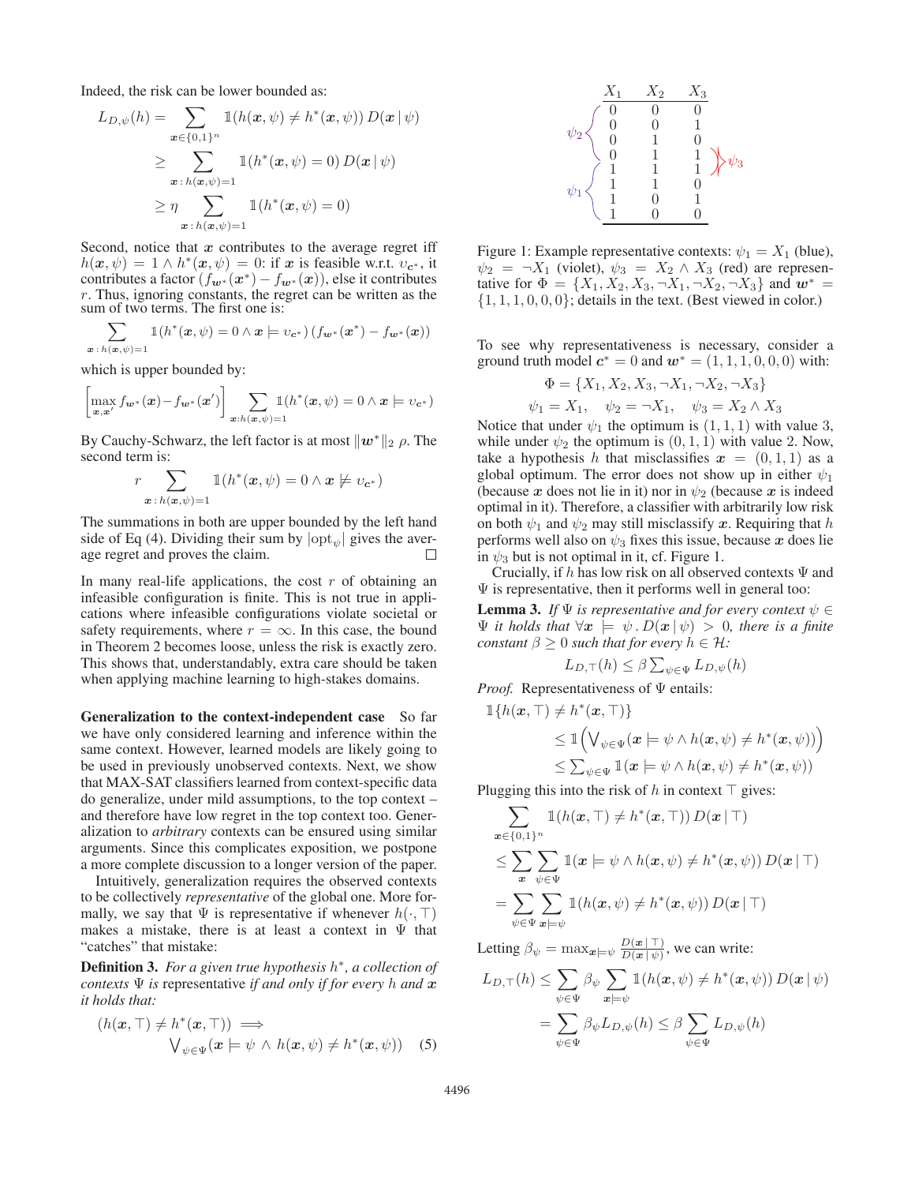Indeed, the risk can be lower bounded as:

$$
\begin{aligned}
L_{D,\psi}(h) &= \sum_{\boldsymbol{x} \in \{0,1\}^n} \mathbb{1}(h(\boldsymbol{x},\psi) \neq h^*(\boldsymbol{x},\psi))\, D(\boldsymbol{x} \mid \psi) \\
&\geq \sum_{\boldsymbol{x}\,:\, h(\boldsymbol{x},\psi)=1} \mathbb{1}(h^*(\boldsymbol{x},\psi) = 0)\, D(\boldsymbol{x} \mid \psi) \\
&\geq \eta \sum_{\boldsymbol{x}\,:\, h(\boldsymbol{x},\psi)=1} \mathbb{1}(h^*(\boldsymbol{x},\psi) = 0)
\end{aligned}
$$

Second, notice that $\boldsymbol{x}$ contributes to the average regret iff $h(\boldsymbol{x},\psi) = 1 \wedge h^*(\boldsymbol{x},\psi) = 0$: if $\boldsymbol{x}$ is feasible w.r.t. $\upsilon_{\boldsymbol{c}^*}$, it contributes a factor $(f_{\boldsymbol{w}^*}(\boldsymbol{x}^*) - f_{\boldsymbol{w}^*}(\boldsymbol{x}))$, else it contributes $r$. Thus, ignoring constants, the regret can be written as the sum of two terms. The first one is:

$$
\sum_{\boldsymbol{x}\,:\, h(\boldsymbol{x},\psi)=1} \mathbb{1}(h^*(\boldsymbol{x},\psi) = 0 \wedge \boldsymbol{x} \models \upsilon_{\boldsymbol{c}^*})\,(f_{\boldsymbol{w}^*}(\boldsymbol{x}^*) - f_{\boldsymbol{w}^*}(\boldsymbol{x}))
$$

which is upper bounded by:

$$
\left[\max_{\boldsymbol{x},\boldsymbol{x}'} f_{\boldsymbol{w}^*}(\boldsymbol{x}) - f_{\boldsymbol{w}^*}(\boldsymbol{x}')\right] \sum_{\boldsymbol{x}: h(\boldsymbol{x},\psi)=1} \mathbb{1}(h^*(\boldsymbol{x},\psi) = 0 \wedge \boldsymbol{x} \models \upsilon_{\boldsymbol{c}^*})
$$

By Cauchy-Schwarz, the left factor is at most $\|\boldsymbol{w}^*\|_2\, \rho$. The second term is:

$$
r \sum_{\boldsymbol{x}\,:\, h(\boldsymbol{x},\psi)=1} \mathbb{1}(h^*(\boldsymbol{x},\psi) = 0 \wedge \boldsymbol{x} \not\models \upsilon_{\boldsymbol{c}^*})
$$

The summations in both are upper bounded by the left hand side of Eq (4). Dividing their sum by $|\mathrm{opt}_\psi|$ gives the average regret and proves the claim. □

In many real-life applications, the cost $r$ of obtaining an infeasible configuration is finite. This is not true in applications where infeasible configurations violate societal or safety requirements, where $r = \infty$. In this case, the bound in Theorem 2 becomes loose, unless the risk is exactly zero. This shows that, understandably, extra care should be taken when applying machine learning to high-stakes domains.

**Generalization to the context-independent case** So far we have only considered learning and inference within the same context. However, learned models are likely going to be used in previously unobserved contexts. Next, we show that MAX-SAT classifiers learned from context-specific data do generalize, under mild assumptions, to the top context – and therefore have low regret in the top context too. Generalization to *arbitrary* contexts can be ensured using similar arguments. Since this complicates exposition, we postpone a more complete discussion to a longer version of the paper.

Intuitively, generalization requires the observed contexts to be collectively *representative* of the global one. More formally, we say that $\Psi$ is representative if whenever $h(\cdot, \top)$ makes a mistake, there is at least a context in $\Psi$ that "catches" that mistake:

**Definition 3.** *For a given true hypothesis $h^*$, a collection of contexts $\Psi$ is* representative *if and only if for every $h$ and $\boldsymbol{x}$ it holds that:*

$$
\begin{aligned}
(h(\boldsymbol{x},\top) \neq h^*(\boldsymbol{x},\top)) \implies \\
\textstyle\bigvee_{\psi \in \Psi} (\boldsymbol{x} \models \psi \wedge h(\boldsymbol{x},\psi) \neq h^*(\boldsymbol{x},\psi)) \quad (5)
\end{aligned}
$$

|  | $X_1$ | $X_2$ | $X_3$ |  |
|---|---|---|---|---|
| $\psi_2$ | 0 | 0 | 0 |  |
| $\psi_2$ | 0 | 0 | 1 |  |
| $\psi_2$ | 0 | 1 | 0 |  |
| $\psi_2$ | 0 | 1 | 1 | $\psi_3$ |
| $\psi_1$ | 1 | 1 | 1 | $\psi_3$ |
| $\psi_1$ | 1 | 1 | 0 |  |
| $\psi_1$ | 1 | 0 | 1 |  |
| $\psi_1$ | 1 | 0 | 0 |  |

Figure 1: Example representative contexts: $\psi_1 = X_1$ (blue), $\psi_2 = \neg X_1$ (violet), $\psi_3 = X_2 \wedge X_3$ (red) are representative for $\Phi = \{X_1, X_2, X_3, \neg X_1, \neg X_2, \neg X_3\}$ and $\boldsymbol{w}^* = \{1, 1, 1, 0, 0, 0\}$; details in the text. (Best viewed in color.)

To see why representativeness is necessary, consider a ground truth model $\boldsymbol{c}^* = 0$ and $\boldsymbol{w}^* = (1, 1, 1, 0, 0, 0)$ with:

$$
\Phi = \{X_1, X_2, X_3, \neg X_1, \neg X_2, \neg X_3\}
$$

$$
\psi_1 = X_1, \quad \psi_2 = \neg X_1, \quad \psi_3 = X_2 \wedge X_3
$$

Notice that under $\psi_1$ the optimum is $(1, 1, 1)$ with value 3, while under $\psi_2$ the optimum is $(0, 1, 1)$ with value 2. Now, take a hypothesis $h$ that misclassifies $\boldsymbol{x} = (0, 1, 1)$ as a global optimum. The error does not show up in either $\psi_1$ (because $\boldsymbol{x}$ does not lie in it) nor in $\psi_2$ (because $\boldsymbol{x}$ is indeed optimal in it). Therefore, a classifier with arbitrarily low risk on both $\psi_1$ and $\psi_2$ may still misclassify $\boldsymbol{x}$. Requiring that $h$ performs well also on $\psi_3$ fixes this issue, because $\boldsymbol{x}$ does lie in $\psi_3$ but is not optimal in it, cf. Figure 1.

Crucially, if $h$ has low risk on all observed contexts $\Psi$ and $\Psi$ is representative, then it performs well in general too:

**Lemma 3.** *If $\Psi$ is representative and for every context $\psi \in \Psi$ it holds that $\forall \boldsymbol{x} \models \psi \,.\, D(\boldsymbol{x} \mid \psi) > 0$, there is a finite constant $\beta \geq 0$ such that for every $h \in \mathcal{H}$:*

$$
L_{D,\top}(h) \leq \beta \textstyle\sum_{\psi \in \Psi} L_{D,\psi}(h)
$$

*Proof.* Representativeness of $\Psi$ entails:

$$
\begin{aligned}
\mathbb{1}\{h(\boldsymbol{x},\top) \neq h^*(\boldsymbol{x},\top)\} \\
&\leq \mathbb{1}\Big(\textstyle\bigvee_{\psi \in \Psi} (\boldsymbol{x} \models \psi \wedge h(\boldsymbol{x},\psi) \neq h^*(\boldsymbol{x},\psi))\Big) \\
&\leq \textstyle\sum_{\psi \in \Psi} \mathbb{1}(\boldsymbol{x} \models \psi \wedge h(\boldsymbol{x},\psi) \neq h^*(\boldsymbol{x},\psi))
\end{aligned}
$$

Plugging this into the risk of $h$ in context $\top$ gives:

$$
\begin{aligned}
&\sum_{\boldsymbol{x} \in \{0,1\}^n} \mathbb{1}(h(\boldsymbol{x},\top) \neq h^*(\boldsymbol{x},\top))\, D(\boldsymbol{x} \mid \top) \\
&\leq \sum_{\boldsymbol{x}} \sum_{\psi \in \Psi} \mathbb{1}(\boldsymbol{x} \models \psi \wedge h(\boldsymbol{x},\psi) \neq h^*(\boldsymbol{x},\psi))\, D(\boldsymbol{x} \mid \top) \\
&= \sum_{\psi \in \Psi} \sum_{\boldsymbol{x} \models \psi} \mathbb{1}(h(\boldsymbol{x},\psi) \neq h^*(\boldsymbol{x},\psi))\, D(\boldsymbol{x} \mid \top)
\end{aligned}
$$

Letting $\beta_\psi = \max_{\boldsymbol{x} \models \psi} \frac{D(\boldsymbol{x} \mid \top)}{D(\boldsymbol{x} \mid \psi)}$, we can write:

$$
\begin{aligned}
L_{D,\top}(h) &\leq \sum_{\psi \in \Psi} \beta_\psi \sum_{\boldsymbol{x} \models \psi} \mathbb{1}(h(\boldsymbol{x},\psi) \neq h^*(\boldsymbol{x},\psi))\, D(\boldsymbol{x} \mid \psi) \\
&= \sum_{\psi \in \Psi} \beta_\psi L_{D,\psi}(h) \leq \beta \sum_{\psi \in \Psi} L_{D,\psi}(h)
\end{aligned}
$$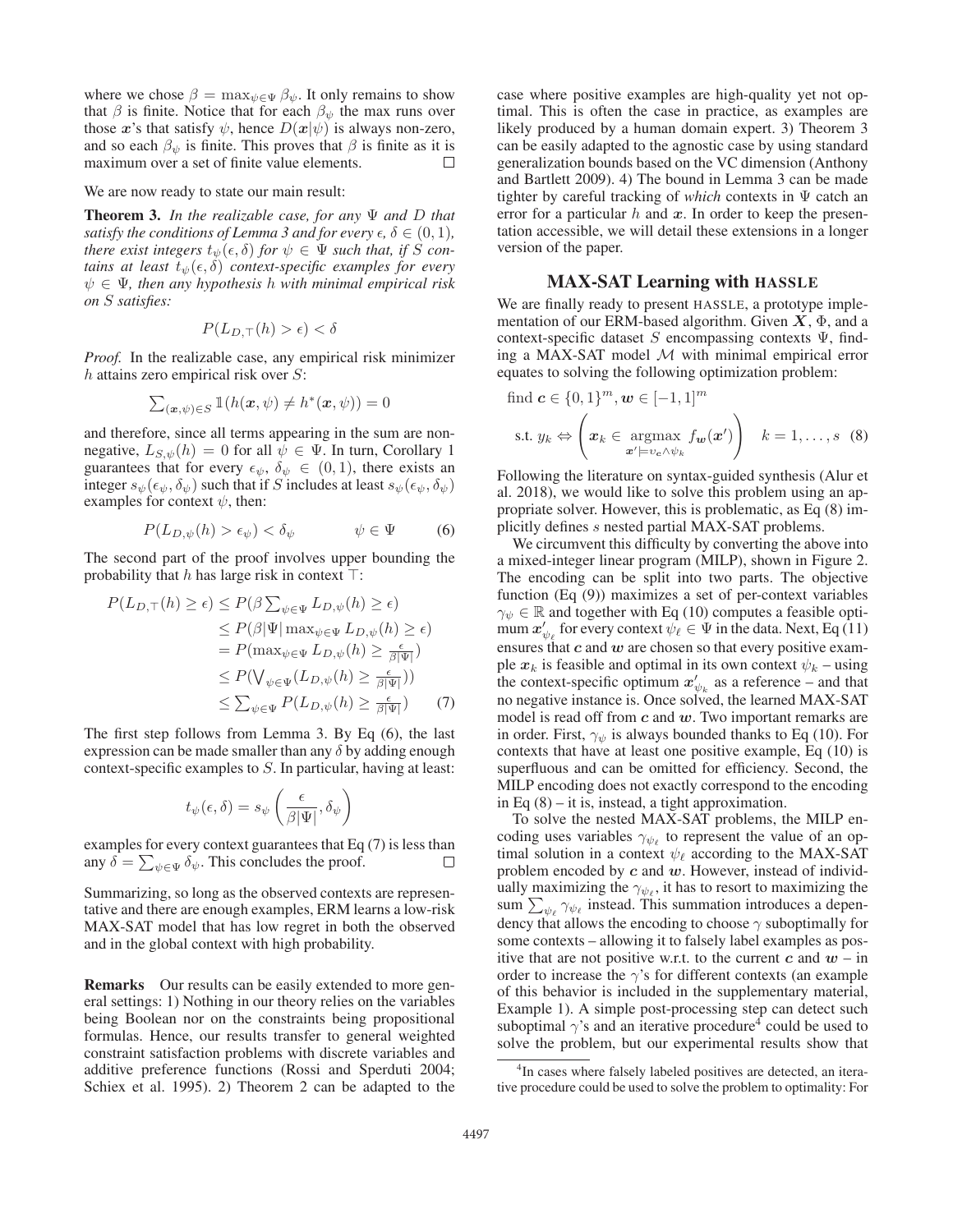where we chose $\beta = \max_{\psi \in \Psi} \beta_\psi$. It only remains to show that $\beta$ is finite. Notice that for each $\beta_\psi$ the max runs over those $\boldsymbol{x}$'s that satisfy $\psi$, hence $D(\boldsymbol{x}|\psi)$ is always non-zero, and so each $\beta_\psi$ is finite. This proves that $\beta$ is finite as it is maximum over a set of finite value elements. □

We are now ready to state our main result:

**Theorem 3.** *In the realizable case, for any $\Psi$ and $D$ that satisfy the conditions of Lemma 3 and for every $\epsilon, \delta \in (0,1)$, there exist integers $t_\psi(\epsilon, \delta)$ for $\psi \in \Psi$ such that, if $S$ contains at least $t_\psi(\epsilon, \delta)$ context-specific examples for every $\psi \in \Psi$, then any hypothesis $h$ with minimal empirical risk on $S$ satisfies:*

$$P(L_{D,\top}(h) > \epsilon) < \delta$$

*Proof.* In the realizable case, any empirical risk minimizer $h$ attains zero empirical risk over $S$:

$$\textstyle\sum_{(\boldsymbol{x},\psi) \in S} \mathbb{1}(h(\boldsymbol{x}, \psi) \neq h^*(\boldsymbol{x}, \psi)) = 0$$

and therefore, since all terms appearing in the sum are non-negative, $L_{S,\psi}(h) = 0$ for all $\psi \in \Psi$. In turn, Corollary 1 guarantees that for every $\epsilon_\psi$, $\delta_\psi \in (0,1)$, there exists an integer $s_\psi(\epsilon_\psi, \delta_\psi)$ such that if $S$ includes at least $s_\psi(\epsilon_\psi, \delta_\psi)$ examples for context $\psi$, then:

$$P(L_{D,\psi}(h) > \epsilon_\psi) < \delta_\psi \qquad\qquad \psi \in \Psi \tag{6}$$

The second part of the proof involves upper bounding the probability that $h$ has large risk in context $\top$:

$$\begin{aligned}
P(L_{D,\top}(h) \geq \epsilon) &\leq P(\beta \textstyle\sum_{\psi \in \Psi} L_{D,\psi}(h) \geq \epsilon) \\
&\leq P(\beta |\Psi| \max_{\psi \in \Psi} L_{D,\psi}(h) \geq \epsilon) \\
&= P(\max_{\psi \in \Psi} L_{D,\psi}(h) \geq \tfrac{\epsilon}{\beta |\Psi|}) \\
&\leq P(\textstyle\bigvee_{\psi \in \Psi} (L_{D,\psi}(h) \geq \tfrac{\epsilon}{\beta |\Psi|})) \\
&\leq \textstyle\sum_{\psi \in \Psi} P(L_{D,\psi}(h) \geq \tfrac{\epsilon}{\beta |\Psi|})
\end{aligned} \tag{7}$$

The first step follows from Lemma 3. By Eq (6), the last expression can be made smaller than any $\delta$ by adding enough context-specific examples to $S$. In particular, having at least:

$$t_\psi(\epsilon, \delta) = s_\psi\left(\frac{\epsilon}{\beta |\Psi|}, \delta_\psi\right)$$

examples for every context guarantees that Eq (7) is less than any $\delta = \sum_{\psi \in \Psi} \delta_\psi$. This concludes the proof. □

Summarizing, so long as the observed contexts are representative and there are enough examples, ERM learns a low-risk MAX-SAT model that has low regret in both the observed and in the global context with high probability.

**Remarks** Our results can be easily extended to more general settings: 1) Nothing in our theory relies on the variables being Boolean nor on the constraints being propositional formulas. Hence, our results transfer to general weighted constraint satisfaction problems with discrete variables and additive preference functions (Rossi and Sperduti 2004; Schiex et al. 1995). 2) Theorem 2 can be adapted to the case where positive examples are high-quality yet not optimal. This is often the case in practice, as examples are likely produced by a human domain expert. 3) Theorem 3 can be easily adapted to the agnostic case by using standard generalization bounds based on the VC dimension (Anthony and Bartlett 2009). 4) The bound in Lemma 3 can be made tighter by careful tracking of *which* contexts in $\Psi$ catch an error for a particular $h$ and $\boldsymbol{x}$. In order to keep the presentation accessible, we will detail these extensions in a longer version of the paper.

## MAX-SAT Learning with HASSLE

We are finally ready to present HASSLE, a prototype implementation of our ERM-based algorithm. Given $\boldsymbol{X}$, $\Phi$, and a context-specific dataset $S$ encompassing contexts $\Psi$, finding a MAX-SAT model $\mathcal{M}$ with minimal empirical error equates to solving the following optimization problem:

$$\text{find } \boldsymbol{c} \in \{0,1\}^m, \boldsymbol{w} \in [-1,1]^m$$
$$\text{s.t. } y_k \Leftrightarrow \left( \boldsymbol{x}_k \in \operatorname*{argmax}_{\boldsymbol{x}' \models v_{\boldsymbol{c}} \wedge \psi_k} f_{\boldsymbol{w}}(\boldsymbol{x}') \right) \quad k = 1, \ldots, s \tag{8}$$

Following the literature on syntax-guided synthesis (Alur et al. 2018), we would like to solve this problem using an appropriate solver. However, this is problematic, as Eq (8) implicitly defines $s$ nested partial MAX-SAT problems.

We circumvent this difficulty by converting the above into a mixed-integer linear program (MILP), shown in Figure 2. The encoding can be split into two parts. The objective function (Eq (9)) maximizes a set of per-context variables $\gamma_\psi \in \mathbb{R}$ and together with Eq (10) computes a feasible optimum $\boldsymbol{x}'_{\psi_\ell}$ for every context $\psi_\ell \in \Psi$ in the data. Next, Eq (11) ensures that $\boldsymbol{c}$ and $\boldsymbol{w}$ are chosen so that every positive example $\boldsymbol{x}_k$ is feasible and optimal in its own context $\psi_k$ – using the context-specific optimum $\boldsymbol{x}'_{\psi_k}$ as a reference – and that no negative instance is. Once solved, the learned MAX-SAT model is read off from $\boldsymbol{c}$ and $\boldsymbol{w}$. Two important remarks are in order. First, $\gamma_\psi$ is always bounded thanks to Eq (10). For contexts that have at least one positive example, Eq (10) is superfluous and can be omitted for efficiency. Second, the MILP encoding does not exactly correspond to the encoding in Eq (8) – it is, instead, a tight approximation.

To solve the nested MAX-SAT problems, the MILP encoding uses variables $\gamma_{\psi_\ell}$ to represent the value of an optimal solution in a context $\psi_\ell$ according to the MAX-SAT problem encoded by $\boldsymbol{c}$ and $\boldsymbol{w}$. However, instead of individually maximizing the $\gamma_{\psi_\ell}$, it has to resort to maximizing the sum $\sum_{\psi_\ell} \gamma_{\psi_\ell}$ instead. This summation introduces a dependency that allows the encoding to choose $\gamma$ suboptimally for some contexts – allowing it to falsely label examples as positive that are not positive w.r.t. to the current $\boldsymbol{c}$ and $\boldsymbol{w}$ – in order to increase the $\gamma$'s for different contexts (an example of this behavior is included in the supplementary material, Example 1). A simple post-processing step can detect such suboptimal $\gamma$'s and an iterative procedure[4] could be used to solve the problem, but our experimental results show that

[4] In cases where falsely labeled positives are detected, an iterative procedure could be used to solve the problem to optimality: For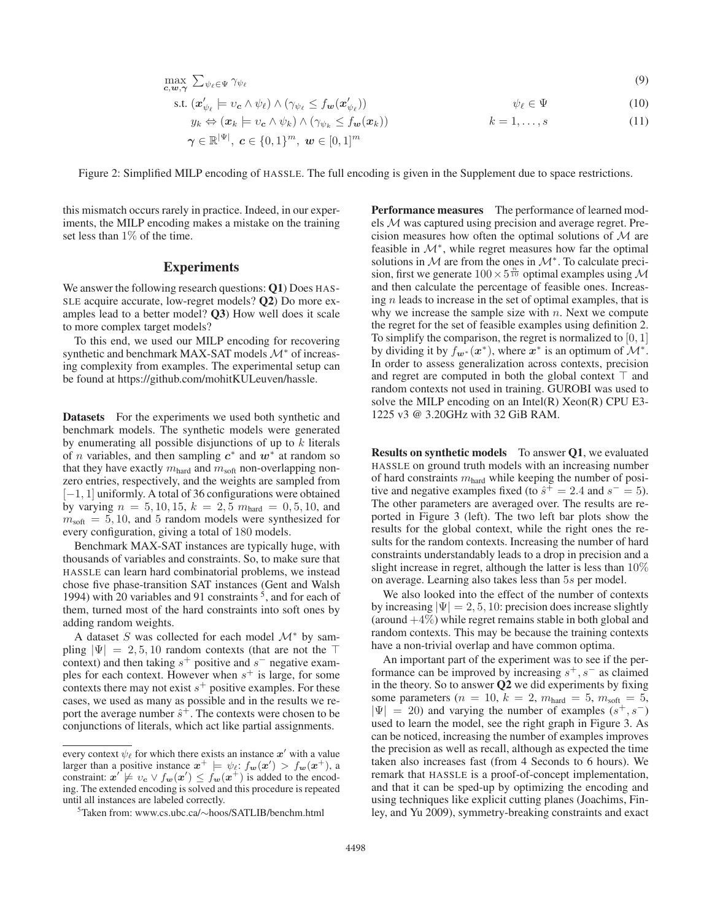$$
\begin{aligned}
&\max_{\boldsymbol{c},\boldsymbol{w},\boldsymbol{\gamma}} \ \sum_{\psi_\ell \in \Psi} \gamma_{\psi_\ell} && (9)\\
&\text{s.t. } (\boldsymbol{x}'_{\psi_\ell} \models \upsilon_{\boldsymbol{c}} \wedge \psi_\ell) \wedge (\gamma_{\psi_\ell} \leq f_{\boldsymbol{w}}(\boldsymbol{x}'_{\psi_\ell})) \qquad \psi_\ell \in \Psi && (10)\\
&\quad y_k \Leftrightarrow (\boldsymbol{x}_k \models \upsilon_{\boldsymbol{c}} \wedge \psi_k) \wedge (\gamma_{\psi_k} \leq f_{\boldsymbol{w}}(\boldsymbol{x}_k)) \qquad k = 1, \ldots, s && (11)\\
&\quad \boldsymbol{\gamma} \in \mathbb{R}^{|\Psi|},\ \boldsymbol{c} \in \{0,1\}^m,\ \boldsymbol{w} \in [0,1]^m
\end{aligned}
$$

Figure 2: Simplified MILP encoding of HASSLE. The full encoding is given in the Supplement due to space restrictions.

this mismatch occurs rarely in practice. Indeed, in our experiments, the MILP encoding makes a mistake on the training set less than 1% of the time.

## Experiments

We answer the following research questions: **Q1**) Does HASSLE acquire accurate, low-regret models? **Q2**) Do more examples lead to a better model? **Q3**) How well does it scale to more complex target models?

To this end, we used our MILP encoding for recovering synthetic and benchmark MAX-SAT models $\mathcal{M}^*$ of increasing complexity from examples. The experimental setup can be found at https://github.com/mohitKULeuven/hassle.

**Datasets** For the experiments we used both synthetic and benchmark models. The synthetic models were generated by enumerating all possible disjunctions of up to $k$ literals of $n$ variables, and then sampling $\boldsymbol{c}^*$ and $\boldsymbol{w}^*$ at random so that they have exactly $m_{\text{hard}}$ and $m_{\text{soft}}$ non-overlapping non-zero entries, respectively, and the weights are sampled from $[-1, 1]$ uniformly. A total of 36 configurations were obtained by varying $n = 5, 10, 15$, $k = 2, 5$ $m_{\text{hard}} = 0, 5, 10$, and $m_{\text{soft}} = 5, 10$, and 5 random models were synthesized for every configuration, giving a total of 180 models.

Benchmark MAX-SAT instances are typically huge, with thousands of variables and constraints. So, to make sure that HASSLE can learn hard combinatorial problems, we instead chose five phase-transition SAT instances (Gent and Walsh 1994) with 20 variables and 91 constraints [5], and for each of them, turned most of the hard constraints into soft ones by adding random weights.

A dataset $S$ was collected for each model $\mathcal{M}^*$ by sampling $|\Psi| = 2, 5, 10$ random contexts (that are not the $\top$ context) and then taking $s^+$ positive and $s^-$ negative examples for each context. However when $s^+$ is large, for some contexts there may not exist $s^+$ positive examples. For these cases, we used as many as possible and in the results we report the average number $\hat{s}^+$. The contexts were chosen to be conjunctions of literals, which act like partial assignments.

every context $\psi_\ell$ for which there exists an instance $\boldsymbol{x}'$ with a value larger than a positive instance $\boldsymbol{x}^+ \models \psi_\ell$: $f_{\boldsymbol{w}}(\boldsymbol{x}') > f_{\boldsymbol{w}}(\boldsymbol{x}^+)$, a constraint: $\boldsymbol{x}' \not\models \upsilon_{\boldsymbol{c}} \vee f_{\boldsymbol{w}}(\boldsymbol{x}') \leq f_{\boldsymbol{w}}(\boldsymbol{x}^+)$ is added to the encoding. The extended encoding is solved and this procedure is repeated until all instances are labeled correctly.

[5] Taken from: www.cs.ubc.ca/∼hoos/SATLIB/benchm.html

**Performance measures** The performance of learned models $\mathcal{M}$ was captured using precision and average regret. Precision measures how often the optimal solutions of $\mathcal{M}$ are feasible in $\mathcal{M}^*$, while regret measures how far the optimal solutions in $\mathcal{M}$ are from the ones in $\mathcal{M}^*$. To calculate precision, first we generate $100 \times 5^{\frac{n}{10}}$ optimal examples using $\mathcal{M}$ and then calculate the percentage of feasible ones. Increasing $n$ leads to increase in the set of optimal examples, that is why we increase the sample size with $n$. Next we compute the regret for the set of feasible examples using definition 2. To simplify the comparison, the regret is normalized to $[0, 1]$ by dividing it by $f_{\boldsymbol{w}^*}(\boldsymbol{x}^*)$, where $\boldsymbol{x}^*$ is an optimum of $\mathcal{M}^*$. In order to assess generalization across contexts, precision and regret are computed in both the global context $\top$ and random contexts not used in training. GUROBI was used to solve the MILP encoding on an Intel(R) Xeon(R) CPU E3-1225 v3 @ 3.20GHz with 32 GiB RAM.

**Results on synthetic models** To answer **Q1**, we evaluated HASSLE on ground truth models with an increasing number of hard constraints $m_{\text{hard}}$ while keeping the number of positive and negative examples fixed (to $\hat{s}^+ = 2.4$ and $s^- = 5$). The other parameters are averaged over. The results are reported in Figure 3 (left). The two left bar plots show the results for the global context, while the right ones the results for the random contexts. Increasing the number of hard constraints understandably leads to a drop in precision and a slight increase in regret, although the latter is less than 10% on average. Learning also takes less than $5s$ per model.

We also looked into the effect of the number of contexts by increasing $|\Psi| = 2, 5, 10$: precision does increase slightly (around +4%) while regret remains stable in both global and random contexts. This may be because the training contexts have a non-trivial overlap and have common optima.

An important part of the experiment was to see if the performance can be improved by increasing $s^+, s^-$ as claimed in the theory. So to answer **Q2** we did experiments by fixing some parameters ($n = 10$, $k = 2$, $m_{\text{hard}} = 5$, $m_{\text{soft}} = 5$, $|\Psi| = 20$) and varying the number of examples ($s^+, s^-$) used to learn the model, see the right graph in Figure 3. As can be noticed, increasing the number of examples improves the precision as well as recall, although as expected the time taken also increases fast (from 4 Seconds to 6 hours). We remark that HASSLE is a proof-of-concept implementation, and that it can be sped-up by optimizing the encoding and using techniques like explicit cutting planes (Joachims, Finley, and Yu 2009), symmetry-breaking constraints and exact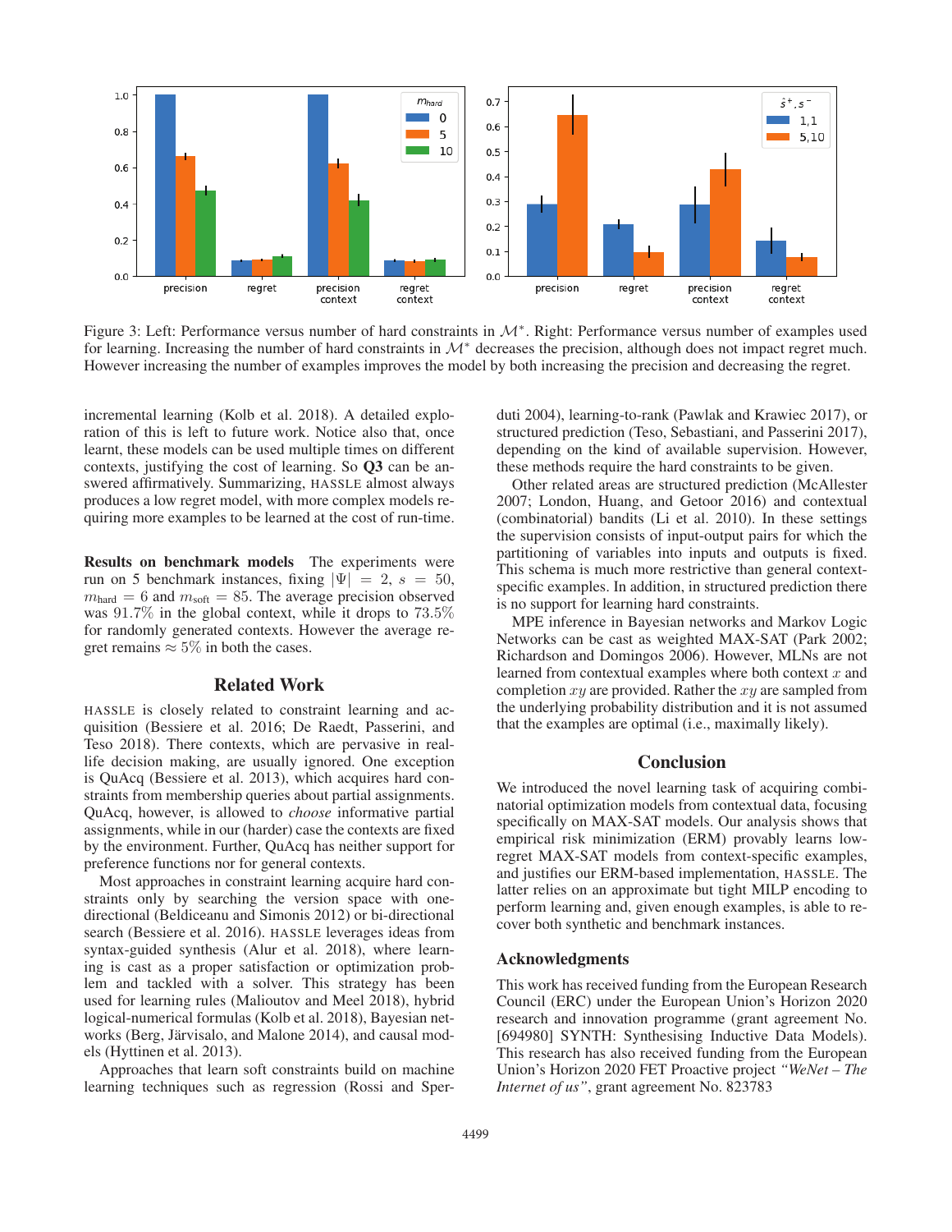Figure 3: Left: Performance versus number of hard constraints in $\mathcal{M}^*$. Right: Performance versus number of examples used for learning. Increasing the number of hard constraints in $\mathcal{M}^*$ decreases the precision, although does not impact regret much. However increasing the number of examples improves the model by both increasing the precision and decreasing the regret.

incremental learning (Kolb et al. 2018). A detailed exploration of this is left to future work. Notice also that, once learnt, these models can be used multiple times on different contexts, justifying the cost of learning. So **Q3** can be answered affirmatively. Summarizing, HASSLE almost always produces a low regret model, with more complex models requiring more examples to be learned at the cost of run-time.

**Results on benchmark models** The experiments were run on 5 benchmark instances, fixing $|\Psi| = 2$, $s = 50$, $m_{\text{hard}} = 6$ and $m_{\text{soft}} = 85$. The average precision observed was $91.7\%$ in the global context, while it drops to $73.5\%$ for randomly generated contexts. However the average regret remains $\approx 5\%$ in both the cases.

## Related Work

HASSLE is closely related to constraint learning and acquisition (Bessiere et al. 2016; De Raedt, Passerini, and Teso 2018). There contexts, which are pervasive in real-life decision making, are usually ignored. One exception is QuAcq (Bessiere et al. 2013), which acquires hard constraints from membership queries about partial assignments. QuAcq, however, is allowed to *choose* informative partial assignments, while in our (harder) case the contexts are fixed by the environment. Further, QuAcq has neither support for preference functions nor for general contexts.

Most approaches in constraint learning acquire hard constraints only by searching the version space with one-directional (Beldiceanu and Simonis 2012) or bi-directional search (Bessiere et al. 2016). HASSLE leverages ideas from syntax-guided synthesis (Alur et al. 2018), where learning is cast as a proper satisfaction or optimization problem and tackled with a solver. This strategy has been used for learning rules (Malioutov and Meel 2018), hybrid logical-numerical formulas (Kolb et al. 2018), Bayesian networks (Berg, Järvisalo, and Malone 2014), and causal models (Hyttinen et al. 2013).

Approaches that learn soft constraints build on machine learning techniques such as regression (Rossi and Sperduti 2004), learning-to-rank (Pawlak and Krawiec 2017), or structured prediction (Teso, Sebastiani, and Passerini 2017), depending on the kind of available supervision. However, these methods require the hard constraints to be given.

Other related areas are structured prediction (McAllester 2007; London, Huang, and Getoor 2016) and contextual (combinatorial) bandits (Li et al. 2010). In these settings the supervision consists of input-output pairs for which the partitioning of variables into inputs and outputs is fixed. This schema is much more restrictive than general context-specific examples. In addition, in structured prediction there is no support for learning hard constraints.

MPE inference in Bayesian networks and Markov Logic Networks can be cast as weighted MAX-SAT (Park 2002; Richardson and Domingos 2006). However, MLNs are not learned from contextual examples where both context $x$ and completion $xy$ are provided. Rather the $xy$ are sampled from the underlying probability distribution and it is not assumed that the examples are optimal (i.e., maximally likely).

## Conclusion

We introduced the novel learning task of acquiring combinatorial optimization models from contextual data, focusing specifically on MAX-SAT models. Our analysis shows that empirical risk minimization (ERM) provably learns low-regret MAX-SAT models from context-specific examples, and justifies our ERM-based implementation, HASSLE. The latter relies on an approximate but tight MILP encoding to perform learning and, given enough examples, is able to recover both synthetic and benchmark instances.

### Acknowledgments

This work has received funding from the European Research Council (ERC) under the European Union's Horizon 2020 research and innovation programme (grant agreement No. [694980] SYNTH: Synthesising Inductive Data Models). This research has also received funding from the European Union's Horizon 2020 FET Proactive project *"WeNet – The Internet of us"*, grant agreement No. 823783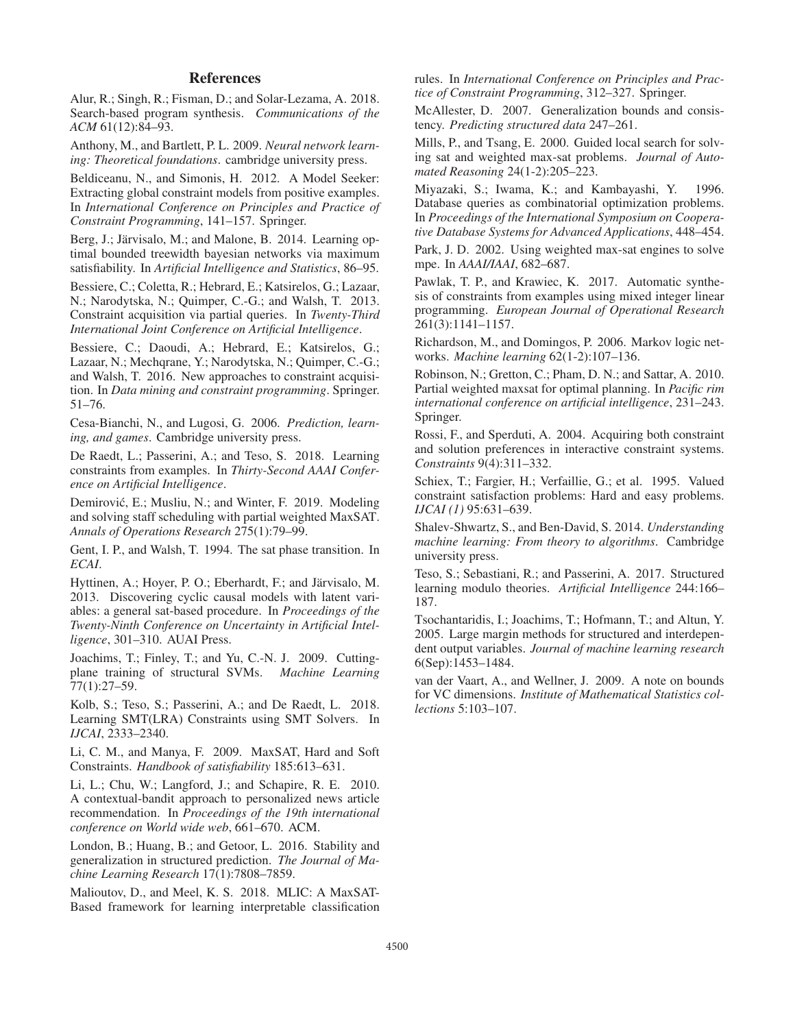## References

Alur, R.; Singh, R.; Fisman, D.; and Solar-Lezama, A. 2018. Search-based program synthesis. *Communications of the ACM* 61(12):84–93.

Anthony, M., and Bartlett, P. L. 2009. *Neural network learning: Theoretical foundations*. cambridge university press.

Beldiceanu, N., and Simonis, H. 2012. A Model Seeker: Extracting global constraint models from positive examples. In *International Conference on Principles and Practice of Constraint Programming*, 141–157. Springer.

Berg, J.; Järvisalo, M.; and Malone, B. 2014. Learning optimal bounded treewidth bayesian networks via maximum satisfiability. In *Artificial Intelligence and Statistics*, 86–95.

Bessiere, C.; Coletta, R.; Hebrard, E.; Katsirelos, G.; Lazaar, N.; Narodytska, N.; Quimper, C.-G.; and Walsh, T. 2013. Constraint acquisition via partial queries. In *Twenty-Third International Joint Conference on Artificial Intelligence*.

Bessiere, C.; Daoudi, A.; Hebrard, E.; Katsirelos, G.; Lazaar, N.; Mechqrane, Y.; Narodytska, N.; Quimper, C.-G.; and Walsh, T. 2016. New approaches to constraint acquisition. In *Data mining and constraint programming*. Springer. 51–76.

Cesa-Bianchi, N., and Lugosi, G. 2006. *Prediction, learning, and games*. Cambridge university press.

De Raedt, L.; Passerini, A.; and Teso, S. 2018. Learning constraints from examples. In *Thirty-Second AAAI Conference on Artificial Intelligence*.

Demirović, E.; Musliu, N.; and Winter, F. 2019. Modeling and solving staff scheduling with partial weighted MaxSAT. *Annals of Operations Research* 275(1):79–99.

Gent, I. P., and Walsh, T. 1994. The sat phase transition. In *ECAI*.

Hyttinen, A.; Hoyer, P. O.; Eberhardt, F.; and Järvisalo, M. 2013. Discovering cyclic causal models with latent variables: a general sat-based procedure. In *Proceedings of the Twenty-Ninth Conference on Uncertainty in Artificial Intelligence*, 301–310. AUAI Press.

Joachims, T.; Finley, T.; and Yu, C.-N. J. 2009. Cutting-plane training of structural SVMs. *Machine Learning* 77(1):27–59.

Kolb, S.; Teso, S.; Passerini, A.; and De Raedt, L. 2018. Learning SMT(LRA) Constraints using SMT Solvers. In *IJCAI*, 2333–2340.

Li, C. M., and Manya, F. 2009. MaxSAT, Hard and Soft Constraints. *Handbook of satisfiability* 185:613–631.

Li, L.; Chu, W.; Langford, J.; and Schapire, R. E. 2010. A contextual-bandit approach to personalized news article recommendation. In *Proceedings of the 19th international conference on World wide web*, 661–670. ACM.

London, B.; Huang, B.; and Getoor, L. 2016. Stability and generalization in structured prediction. *The Journal of Machine Learning Research* 17(1):7808–7859.

Malioutov, D., and Meel, K. S. 2018. MLIC: A MaxSAT-Based framework for learning interpretable classification rules. In *International Conference on Principles and Practice of Constraint Programming*, 312–327. Springer.

McAllester, D. 2007. Generalization bounds and consistency. *Predicting structured data* 247–261.

Mills, P., and Tsang, E. 2000. Guided local search for solving sat and weighted max-sat problems. *Journal of Automated Reasoning* 24(1-2):205–223.

Miyazaki, S.; Iwama, K.; and Kambayashi, Y. 1996. Database queries as combinatorial optimization problems. In *Proceedings of the International Symposium on Cooperative Database Systems for Advanced Applications*, 448–454.

Park, J. D. 2002. Using weighted max-sat engines to solve mpe. In *AAAI/IAAI*, 682–687.

Pawlak, T. P., and Krawiec, K. 2017. Automatic synthesis of constraints from examples using mixed integer linear programming. *European Journal of Operational Research* 261(3):1141–1157.

Richardson, M., and Domingos, P. 2006. Markov logic networks. *Machine learning* 62(1-2):107–136.

Robinson, N.; Gretton, C.; Pham, D. N.; and Sattar, A. 2010. Partial weighted maxsat for optimal planning. In *Pacific rim international conference on artificial intelligence*, 231–243. Springer.

Rossi, F., and Sperduti, A. 2004. Acquiring both constraint and solution preferences in interactive constraint systems. *Constraints* 9(4):311–332.

Schiex, T.; Fargier, H.; Verfaillie, G.; et al. 1995. Valued constraint satisfaction problems: Hard and easy problems. *IJCAI (1)* 95:631–639.

Shalev-Shwartz, S., and Ben-David, S. 2014. *Understanding machine learning: From theory to algorithms*. Cambridge university press.

Teso, S.; Sebastiani, R.; and Passerini, A. 2017. Structured learning modulo theories. *Artificial Intelligence* 244:166–187.

Tsochantaridis, I.; Joachims, T.; Hofmann, T.; and Altun, Y. 2005. Large margin methods for structured and interdependent output variables. *Journal of machine learning research* 6(Sep):1453–1484.

van der Vaart, A., and Wellner, J. 2009. A note on bounds for VC dimensions. *Institute of Mathematical Statistics collections* 5:103–107.